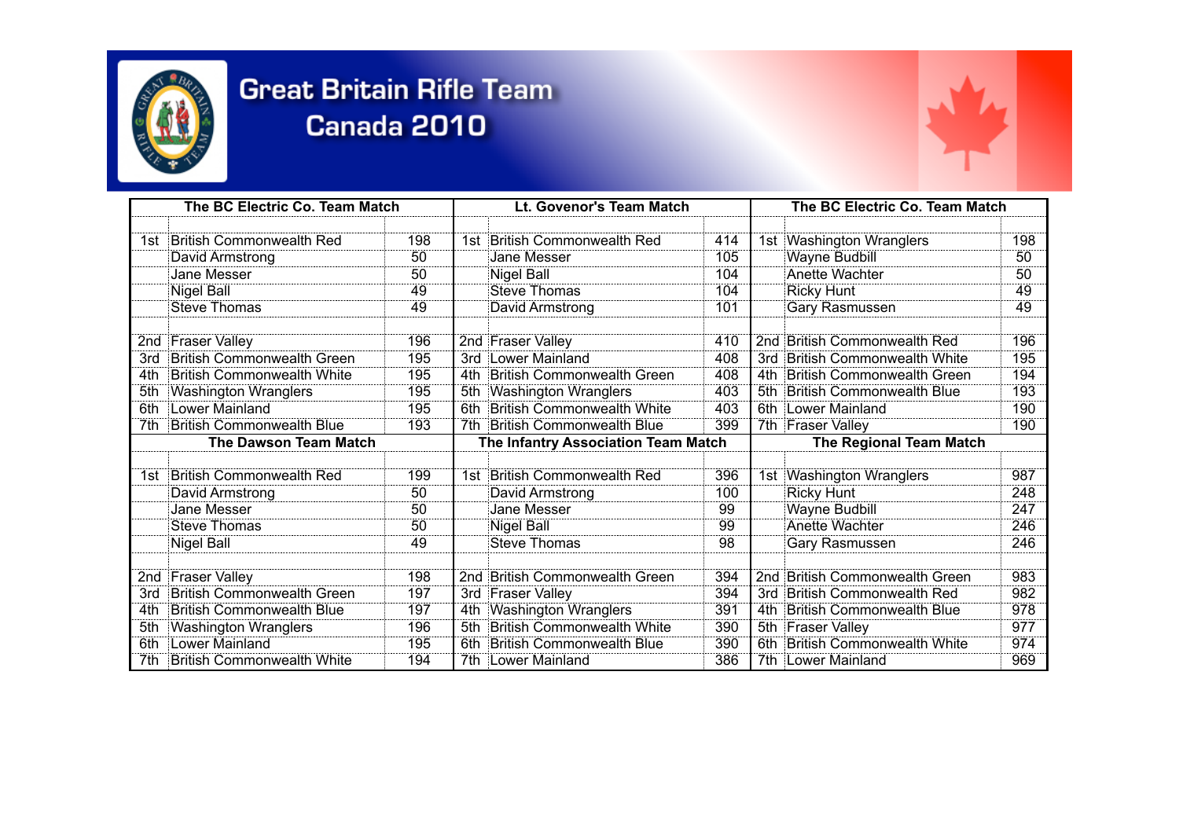# Great Britain Rifle Team

## Canada 2010

| The BC Electric Co. Team Match | | | Lt. Govenor's Team Match | | | The BC Electric Co. Team Match | | |
|---|---|---|---|---|---|---|---|---|
| 1st | British Commonwealth Red | 198 | 1st | British Commonwealth Red | 414 | 1st | Washington Wranglers | 198 |
| | David Armstrong | 50 | | Jane Messer | 105 | | Wayne Budbill | 50 |
| | Jane Messer | 50 | | Nigel Ball | 104 | | Anette Wachter | 50 |
| | Nigel Ball | 49 | | Steve Thomas | 104 | | Ricky Hunt | 49 |
| | Steve Thomas | 49 | | David Armstrong | 101 | | Gary Rasmussen | 49 |
| 2nd | Fraser Valley | 196 | 2nd | Fraser Valley | 410 | 2nd | British Commonwealth Red | 196 |
| 3rd | British Commonwealth Green | 195 | 3rd | Lower Mainland | 408 | 3rd | British Commonwealth White | 195 |
| 4th | British Commonwealth White | 195 | 4th | British Commonwealth Green | 408 | 4th | British Commonwealth Green | 194 |
| 5th | Washington Wranglers | 195 | 5th | Washington Wranglers | 403 | 5th | British Commonwealth Blue | 193 |
| 6th | Lower Mainland | 195 | 6th | British Commonwealth White | 403 | 6th | Lower Mainland | 190 |
| 7th | British Commonwealth Blue | 193 | 7th | British Commonwealth Blue | 399 | 7th | Fraser Valley | 190 |
| **The Dawson Team Match** | | | **The Infantry Association Team Match** | | | **The Regional Team Match** | | |
| 1st | British Commonwealth Red | 199 | 1st | British Commonwealth Red | 396 | 1st | Washington Wranglers | 987 |
| | David Armstrong | 50 | | David Armstrong | 100 | | Ricky Hunt | 248 |
| | Jane Messer | 50 | | Jane Messer | 99 | | Wayne Budbill | 247 |
| | Steve Thomas | 50 | | Nigel Ball | 99 | | Anette Wachter | 246 |
| | Nigel Ball | 49 | | Steve Thomas | 98 | | Gary Rasmussen | 246 |
| 2nd | Fraser Valley | 198 | 2nd | British Commonwealth Green | 394 | 2nd | British Commonwealth Green | 983 |
| 3rd | British Commonwealth Green | 197 | 3rd | Fraser Valley | 394 | 3rd | British Commonwealth Red | 982 |
| 4th | British Commonwealth Blue | 197 | 4th | Washington Wranglers | 391 | 4th | British Commonwealth Blue | 978 |
| 5th | Washington Wranglers | 196 | 5th | British Commonwealth White | 390 | 5th | Fraser Valley | 977 |
| 6th | Lower Mainland | 195 | 6th | British Commonwealth Blue | 390 | 6th | British Commonwealth White | 974 |
| 7th | British Commonwealth White | 194 | 7th | Lower Mainland | 386 | 7th | Lower Mainland | 969 |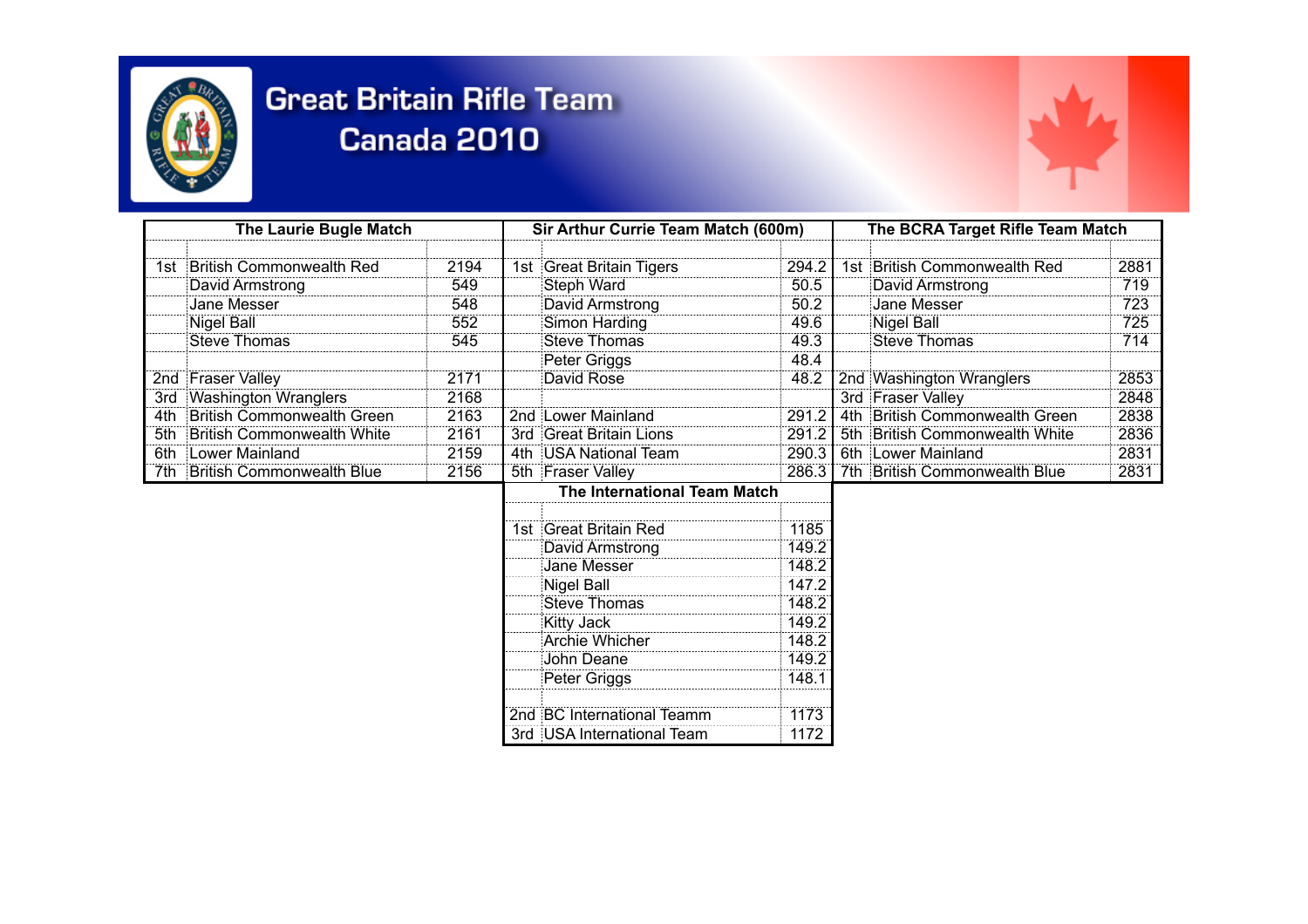# Great Britain Rifle Team
## Canada 2010

### The Laurie Bugle Match

| | | |
|---|---|---|
| 1st | British Commonwealth Red | 2194 |
| | David Armstrong | 549 |
| | Jane Messer | 548 |
| | Nigel Ball | 552 |
| | Steve Thomas | 545 |
| 2nd | Fraser Valley | 2171 |
| 3rd | Washington Wranglers | 2168 |
| 4th | British Commonwealth Green | 2163 |
| 5th | British Commonwealth White | 2161 |
| 6th | Lower Mainland | 2159 |
| 7th | British Commonwealth Blue | 2156 |

### Sir Arthur Currie Team Match (600m)

| | | |
|---|---|---|
| 1st | Great Britain Tigers | 294.2 |
| | Steph Ward | 50.5 |
| | David Armstrong | 50.2 |
| | Simon Harding | 49.6 |
| | Steve Thomas | 49.3 |
| | Peter Griggs | 48.4 |
| | David Rose | 48.2 |
| 2nd | Lower Mainland | 291.2 |
| 3rd | Great Britain Lions | 291.2 |
| 4th | USA National Team | 290.3 |
| 5th | Fraser Valley | 286.3 |

### The International Team Match

| | | |
|---|---|---|
| 1st | Great Britain Red | 1185 |
| | David Armstrong | 149.2 |
| | Jane Messer | 148.2 |
| | Nigel Ball | 147.2 |
| | Steve Thomas | 148.2 |
| | Kitty Jack | 149.2 |
| | Archie Whicher | 148.2 |
| | John Deane | 149.2 |
| | Peter Griggs | 148.1 |
| 2nd | BC International Teamm | 1173 |
| 3rd | USA International Team | 1172 |

### The BCRA Target Rifle Team Match

| | | |
|---|---|---|
| 1st | British Commonwealth Red | 2881 |
| | David Armstrong | 719 |
| | Jane Messer | 723 |
| | Nigel Ball | 725 |
| | Steve Thomas | 714 |
| 2nd | Washington Wranglers | 2853 |
| 3rd | Fraser Valley | 2848 |
| 4th | British Commonwealth Green | 2838 |
| 5th | British Commonwealth White | 2836 |
| 6th | Lower Mainland | 2831 |
| 7th | British Commonwealth Blue | 2831 |